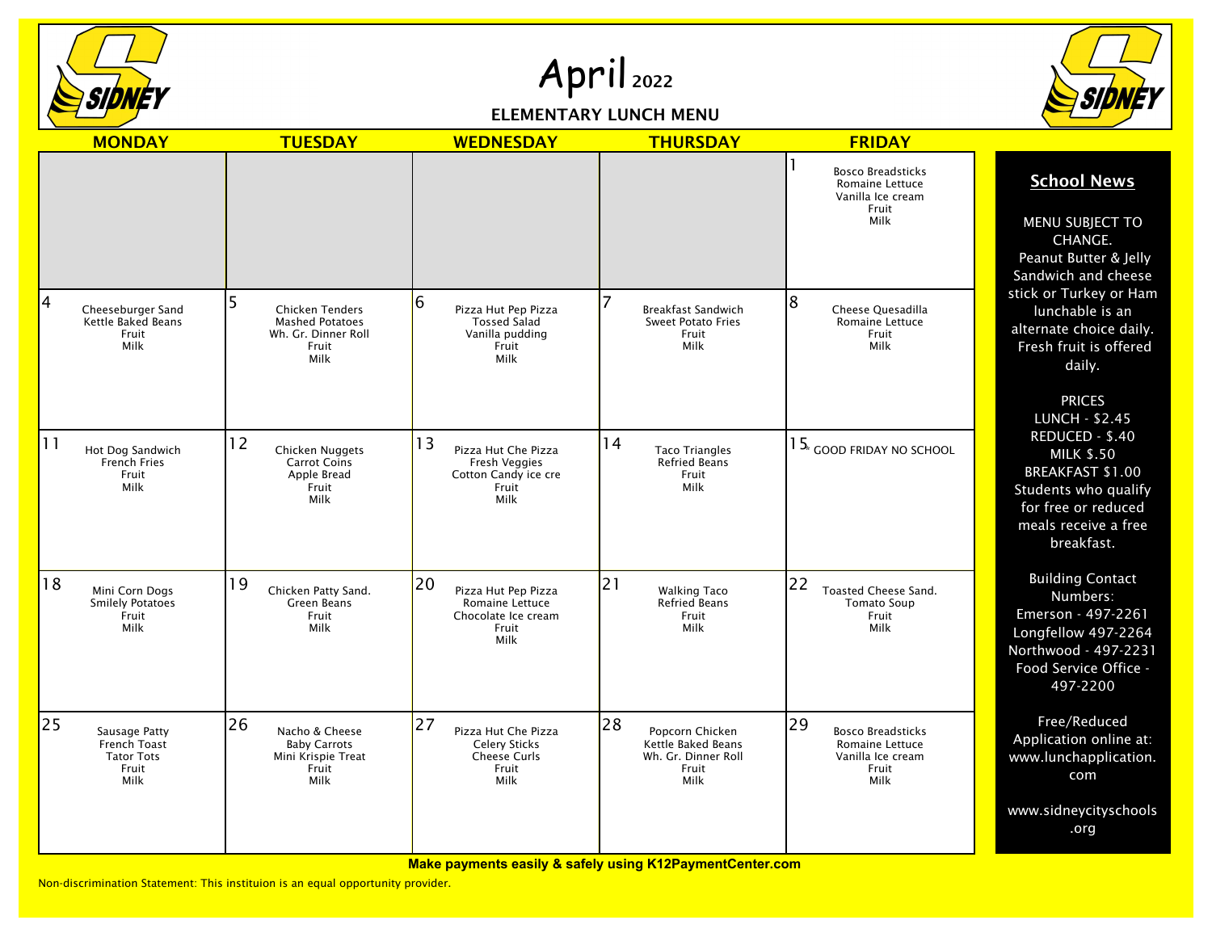# April 2022

## ELEMENTARY LUNCH MENU

| MONDAY | TUESDAY | WEDNESDAY | THURSDAY | FRIDAY |
|---|---|---|---|---|
| | | | | 1<br>Bosco Breadsticks<br>Romaine Lettuce<br>Vanilla Ice cream<br>Fruit<br>Milk |
| 4<br>Cheeseburger Sand<br>Kettle Baked Beans<br>Fruit<br>Milk | 5<br>Chicken Tenders<br>Mashed Potatoes<br>Wh. Gr. Dinner Roll<br>Fruit<br>Milk | 6<br>Pizza Hut Pep Pizza<br>Tossed Salad<br>Vanilla pudding<br>Fruit<br>Milk | 7<br>Breakfast Sandwich<br>Sweet Potato Fries<br>Fruit<br>Milk | 8<br>Cheese Quesadilla<br>Romaine Lettuce<br>Fruit<br>Milk |
| 11<br>Hot Dog Sandwich<br>French Fries<br>Fruit<br>Milk | 12<br>Chicken Nuggets<br>Carrot Coins<br>Apple Bread<br>Fruit<br>Milk | 13<br>Pizza Hut Che Pizza<br>Fresh Veggies<br>Cotton Candy ice cre<br>Fruit<br>Milk | 14<br>Taco Triangles<br>Refried Beans<br>Fruit<br>Milk | 15<br>GOOD FRIDAY NO SCHOOL |
| 18<br>Mini Corn Dogs<br>Smilely Potatoes<br>Fruit<br>Milk | 19<br>Chicken Patty Sand.<br>Green Beans<br>Fruit<br>Milk | 20<br>Pizza Hut Pep Pizza<br>Romaine Lettuce<br>Chocolate Ice cream<br>Fruit<br>Milk | 21<br>Walking Taco<br>Refried Beans<br>Fruit<br>Milk | 22<br>Toasted Cheese Sand.<br>Tomato Soup<br>Fruit<br>Milk |
| 25<br>Sausage Patty<br>French Toast<br>Tator Tots<br>Fruit<br>Milk | 26<br>Nacho & Cheese<br>Baby Carrots<br>Mini Krispie Treat<br>Fruit<br>Milk | 27<br>Pizza Hut Che Pizza<br>Celery Sticks<br>Cheese Curls<br>Fruit<br>Milk | 28<br>Popcorn Chicken<br>Kettle Baked Beans<br>Wh. Gr. Dinner Roll<br>Fruit<br>Milk | 29<br>Bosco Breadsticks<br>Romaine Lettuce<br>Vanilla Ice cream<br>Fruit<br>Milk |

## School News

MENU SUBJECT TO CHANGE.
Peanut Butter & Jelly Sandwich and cheese stick or Turkey or Ham lunchable is an alternate choice daily. Fresh fruit is offered daily.

PRICES
LUNCH - $2.45
REDUCED - $.40
MILK $.50
BREAKFAST $1.00
Students who qualify for free or reduced meals receive a free breakfast.

Building Contact Numbers:
Emerson - 497-2261
Longfellow 497-2264
Northwood - 497-2231
Food Service Office - 497-2200

Free/Reduced Application online at: www.lunchapplication.com

www.sidneycityschools.org

**Make payments easily & safely using K12PaymentCenter.com**

Non-discrimination Statement: This instituion is an equal opportunity provider.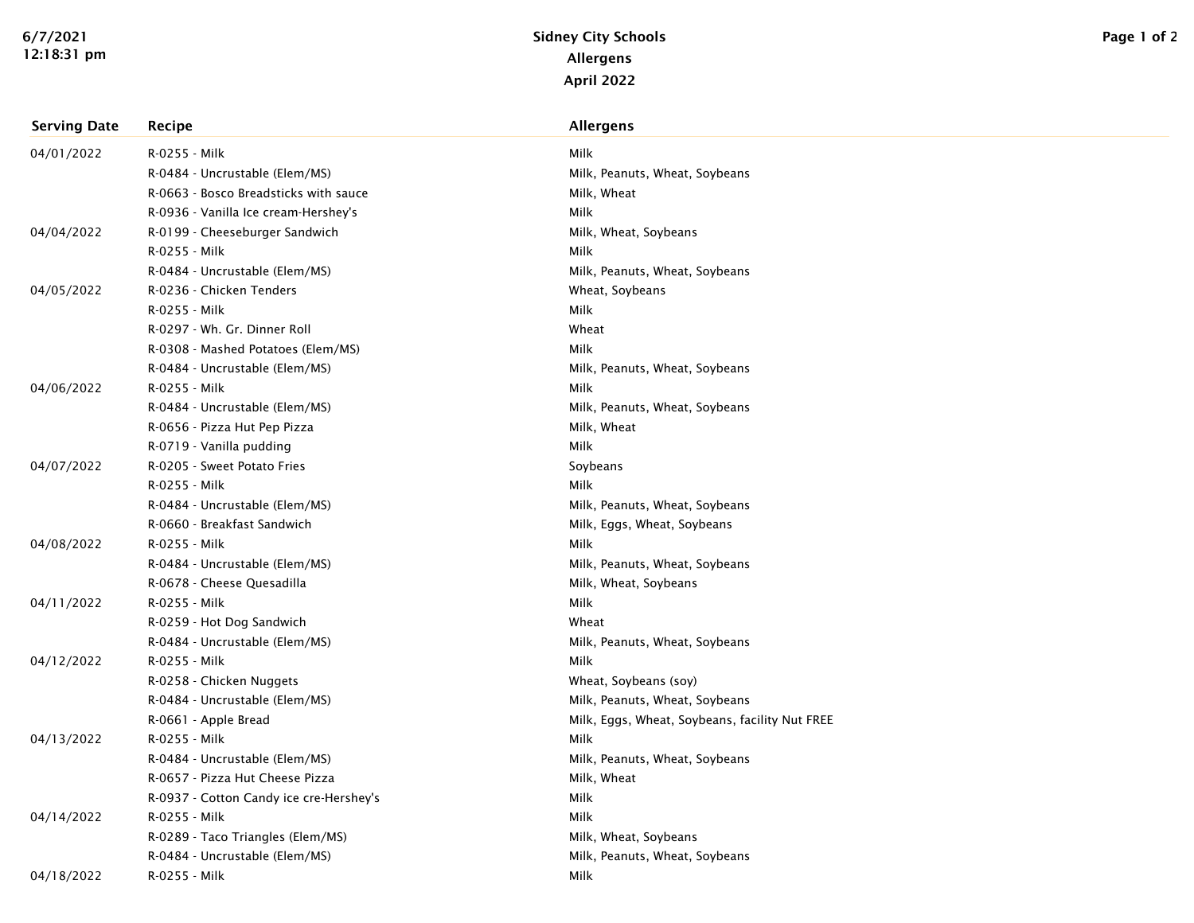# Sidney City Schools
## Allergens
## April 2022

| Serving Date | Recipe | Allergens |
|---|---|---|
| 04/01/2022 | R-0255 - Milk | Milk |
| | R-0484 - Uncrustable (Elem/MS) | Milk, Peanuts, Wheat, Soybeans |
| | R-0663 - Bosco Breadsticks with sauce | Milk, Wheat |
| | R-0936 - Vanilla Ice cream-Hershey's | Milk |
| 04/04/2022 | R-0199 - Cheeseburger Sandwich | Milk, Wheat, Soybeans |
| | R-0255 - Milk | Milk |
| | R-0484 - Uncrustable (Elem/MS) | Milk, Peanuts, Wheat, Soybeans |
| 04/05/2022 | R-0236 - Chicken Tenders | Wheat, Soybeans |
| | R-0255 - Milk | Milk |
| | R-0297 - Wh. Gr. Dinner Roll | Wheat |
| | R-0308 - Mashed Potatoes (Elem/MS) | Milk |
| | R-0484 - Uncrustable (Elem/MS) | Milk, Peanuts, Wheat, Soybeans |
| 04/06/2022 | R-0255 - Milk | Milk |
| | R-0484 - Uncrustable (Elem/MS) | Milk, Peanuts, Wheat, Soybeans |
| | R-0656 - Pizza Hut Pep Pizza | Milk, Wheat |
| | R-0719 - Vanilla pudding | Milk |
| 04/07/2022 | R-0205 - Sweet Potato Fries | Soybeans |
| | R-0255 - Milk | Milk |
| | R-0484 - Uncrustable (Elem/MS) | Milk, Peanuts, Wheat, Soybeans |
| | R-0660 - Breakfast Sandwich | Milk, Eggs, Wheat, Soybeans |
| 04/08/2022 | R-0255 - Milk | Milk |
| | R-0484 - Uncrustable (Elem/MS) | Milk, Peanuts, Wheat, Soybeans |
| | R-0678 - Cheese Quesadilla | Milk, Wheat, Soybeans |
| 04/11/2022 | R-0255 - Milk | Milk |
| | R-0259 - Hot Dog Sandwich | Wheat |
| | R-0484 - Uncrustable (Elem/MS) | Milk, Peanuts, Wheat, Soybeans |
| 04/12/2022 | R-0255 - Milk | Milk |
| | R-0258 - Chicken Nuggets | Wheat, Soybeans (soy) |
| | R-0484 - Uncrustable (Elem/MS) | Milk, Peanuts, Wheat, Soybeans |
| | R-0661 - Apple Bread | Milk, Eggs, Wheat, Soybeans, facility Nut FREE |
| 04/13/2022 | R-0255 - Milk | Milk |
| | R-0484 - Uncrustable (Elem/MS) | Milk, Peanuts, Wheat, Soybeans |
| | R-0657 - Pizza Hut Cheese Pizza | Milk, Wheat |
| | R-0937 - Cotton Candy ice cre-Hershey's | Milk |
| 04/14/2022 | R-0255 - Milk | Milk |
| | R-0289 - Taco Triangles (Elem/MS) | Milk, Wheat, Soybeans |
| | R-0484 - Uncrustable (Elem/MS) | Milk, Peanuts, Wheat, Soybeans |
| 04/18/2022 | R-0255 - Milk | Milk |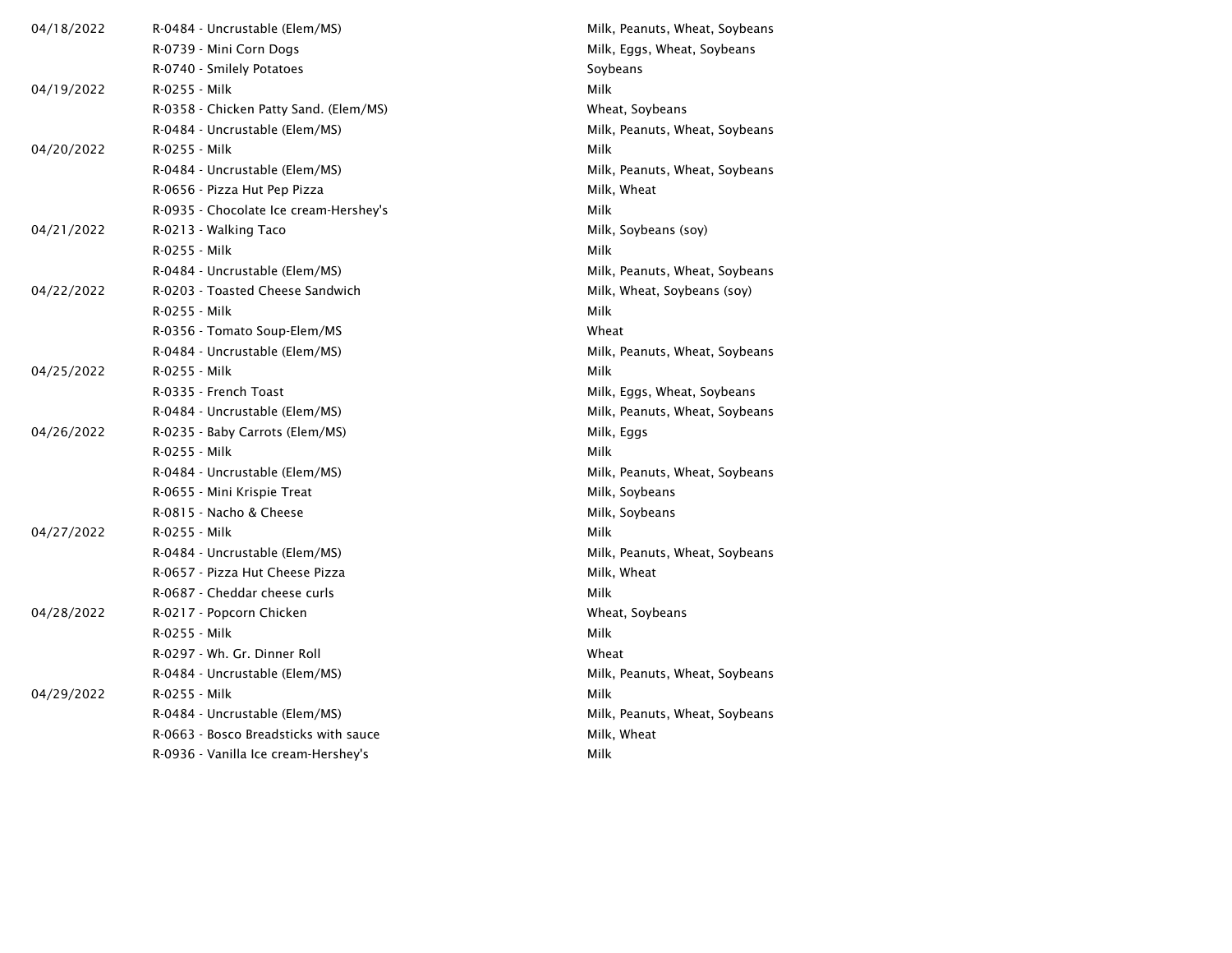| | | |
|---|---|---|
| 04/18/2022 | R-0484 - Uncrustable (Elem/MS) | Milk, Peanuts, Wheat, Soybeans |
| | R-0739 - Mini Corn Dogs | Milk, Eggs, Wheat, Soybeans |
| | R-0740 - Smilely Potatoes | Soybeans |
| 04/19/2022 | R-0255 - Milk | Milk |
| | R-0358 - Chicken Patty Sand. (Elem/MS) | Wheat, Soybeans |
| | R-0484 - Uncrustable (Elem/MS) | Milk, Peanuts, Wheat, Soybeans |
| 04/20/2022 | R-0255 - Milk | Milk |
| | R-0484 - Uncrustable (Elem/MS) | Milk, Peanuts, Wheat, Soybeans |
| | R-0656 - Pizza Hut Pep Pizza | Milk, Wheat |
| | R-0935 - Chocolate Ice cream-Hershey's | Milk |
| 04/21/2022 | R-0213 - Walking Taco | Milk, Soybeans (soy) |
| | R-0255 - Milk | Milk |
| | R-0484 - Uncrustable (Elem/MS) | Milk, Peanuts, Wheat, Soybeans |
| 04/22/2022 | R-0203 - Toasted Cheese Sandwich | Milk, Wheat, Soybeans (soy) |
| | R-0255 - Milk | Milk |
| | R-0356 - Tomato Soup-Elem/MS | Wheat |
| | R-0484 - Uncrustable (Elem/MS) | Milk, Peanuts, Wheat, Soybeans |
| 04/25/2022 | R-0255 - Milk | Milk |
| | R-0335 - French Toast | Milk, Eggs, Wheat, Soybeans |
| | R-0484 - Uncrustable (Elem/MS) | Milk, Peanuts, Wheat, Soybeans |
| 04/26/2022 | R-0235 - Baby Carrots (Elem/MS) | Milk, Eggs |
| | R-0255 - Milk | Milk |
| | R-0484 - Uncrustable (Elem/MS) | Milk, Peanuts, Wheat, Soybeans |
| | R-0655 - Mini Krispie Treat | Milk, Soybeans |
| | R-0815 - Nacho & Cheese | Milk, Soybeans |
| 04/27/2022 | R-0255 - Milk | Milk |
| | R-0484 - Uncrustable (Elem/MS) | Milk, Peanuts, Wheat, Soybeans |
| | R-0657 - Pizza Hut Cheese Pizza | Milk, Wheat |
| | R-0687 - Cheddar cheese curls | Milk |
| 04/28/2022 | R-0217 - Popcorn Chicken | Wheat, Soybeans |
| | R-0255 - Milk | Milk |
| | R-0297 - Wh. Gr. Dinner Roll | Wheat |
| | R-0484 - Uncrustable (Elem/MS) | Milk, Peanuts, Wheat, Soybeans |
| 04/29/2022 | R-0255 - Milk | Milk |
| | R-0484 - Uncrustable (Elem/MS) | Milk, Peanuts, Wheat, Soybeans |
| | R-0663 - Bosco Breadsticks with sauce | Milk, Wheat |
| | R-0936 - Vanilla Ice cream-Hershey's | Milk |